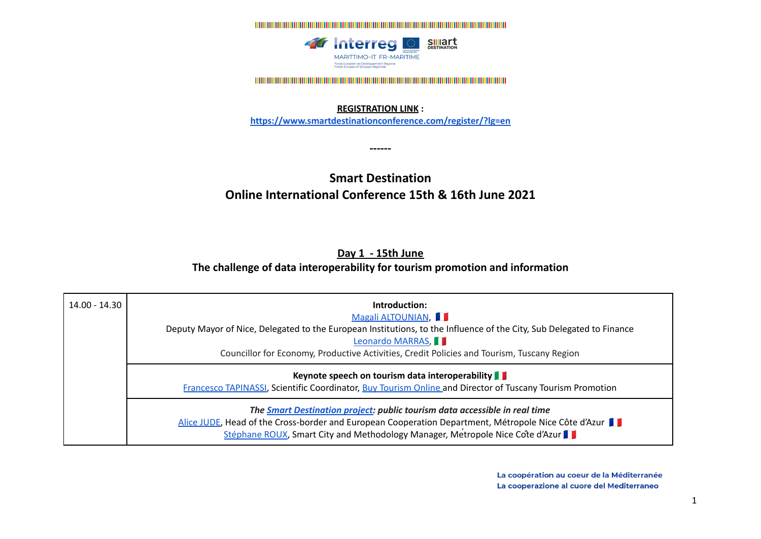**REGISTRATION LINK :**
**https://www.smartdestinationconference.com/register/?lg=en**

**------**

## Smart Destination
## Online International Conference 15th & 16th June 2021

### Day 1 - 15th June
### The challenge of data interoperability for tourism promotion and information

| | |
|---|---|
| 14.00 - 14.30 | **Introduction:**<br>Magali ALTOUNIAN, 🇫🇷<br>Deputy Mayor of Nice, Delegated to the European Institutions, to the Influence of the City, Sub Delegated to Finance<br>Leonardo MARRAS, 🇮🇹<br>Councillor for Economy, Productive Activities, Credit Policies and Tourism, Tuscany Region |
| | **Keynote speech on tourism data interoperability** 🇮🇹<br>Francesco TAPINASSI, Scientific Coordinator, Buy Tourism Online and Director of Tuscany Tourism Promotion |
| | ***The Smart Destination project: public tourism data accessible in real time***<br>Alice JUDE, Head of the Cross-border and European Cooperation Department, Métropole Nice Côte d'Azur 🇫🇷<br>Stéphane ROUX, Smart City and Methodology Manager, Métropole Nice Côte d'Azur 🇫🇷 |

**La coopération au coeur de la Méditerranée**
**La cooperazione al cuore del Mediterraneo**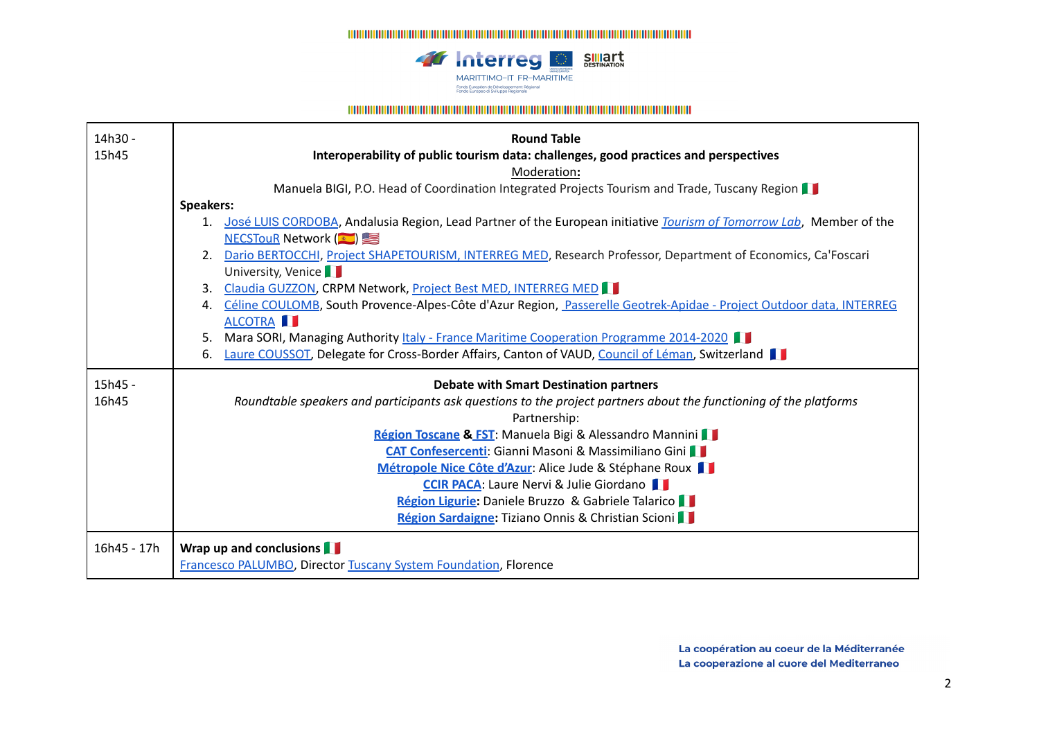| | |
|---|---|
| 14h30 - 15h45 | **Round Table**<br>**Interoperability of public tourism data: challenges, good practices and perspectives**<br>Moderation**:**<br>Manuela BIGI, P.O. Head of Coordination Integrated Projects Tourism and Trade, Tuscany Region 🇮🇹<br>**Speakers:**<br>1. José LUIS CORDOBA, Andalusia Region, Lead Partner of the European initiative *Tourism of Tomorrow Lab*, Member of the NECSTouR Network (🇪🇸) 🇺🇸<br>2. Dario BERTOCCHI, Project SHAPETOURISM, INTERREG MED, Research Professor, Department of Economics, Ca'Foscari University, Venice 🇮🇹<br>3. Claudia GUZZON, CRPM Network, Project Best MED, INTERREG MED 🇮🇹<br>4. Céline COULOMB, South Provence-Alpes-Côte d'Azur Region, Passerelle Geotrek-Apidae - Project Outdoor data, INTERREG ALCOTRA 🇫🇷<br>5. Mara SORI, Managing Authority Italy - France Maritime Cooperation Programme 2014-2020 🇮🇹<br>6. Laure COUSSOT, Delegate for Cross-Border Affairs, Canton of VAUD, Council of Léman, Switzerland 🇫🇷 |
| 15h45 - 16h45 | **Debate with Smart Destination partners**<br>*Roundtable speakers and participants ask questions to the project partners about the functioning of the platforms*<br>Partnership:<br>**Région Toscane & FST**: Manuela Bigi & Alessandro Mannini 🇮🇹<br>**CAT Confesercenti**: Gianni Masoni & Massimiliano Gini 🇮🇹<br>**Métropole Nice Côte d'Azur**: Alice Jude & Stéphane Roux 🇫🇷<br>**CCIR PACA**: Laure Nervi & Julie Giordano 🇫🇷<br>**Région Ligurie:** Daniele Bruzzo & Gabriele Talarico 🇮🇹<br>**Région Sardaigne:** Tiziano Onnis & Christian Scioni 🇮🇹 |
| 16h45 - 17h | **Wrap up and conclusions** 🇮🇹<br>Francesco PALUMBO, Director Tuscany System Foundation, Florence |

La coopération au coeur de la Méditerranée
La cooperazione al cuore del Mediterraneo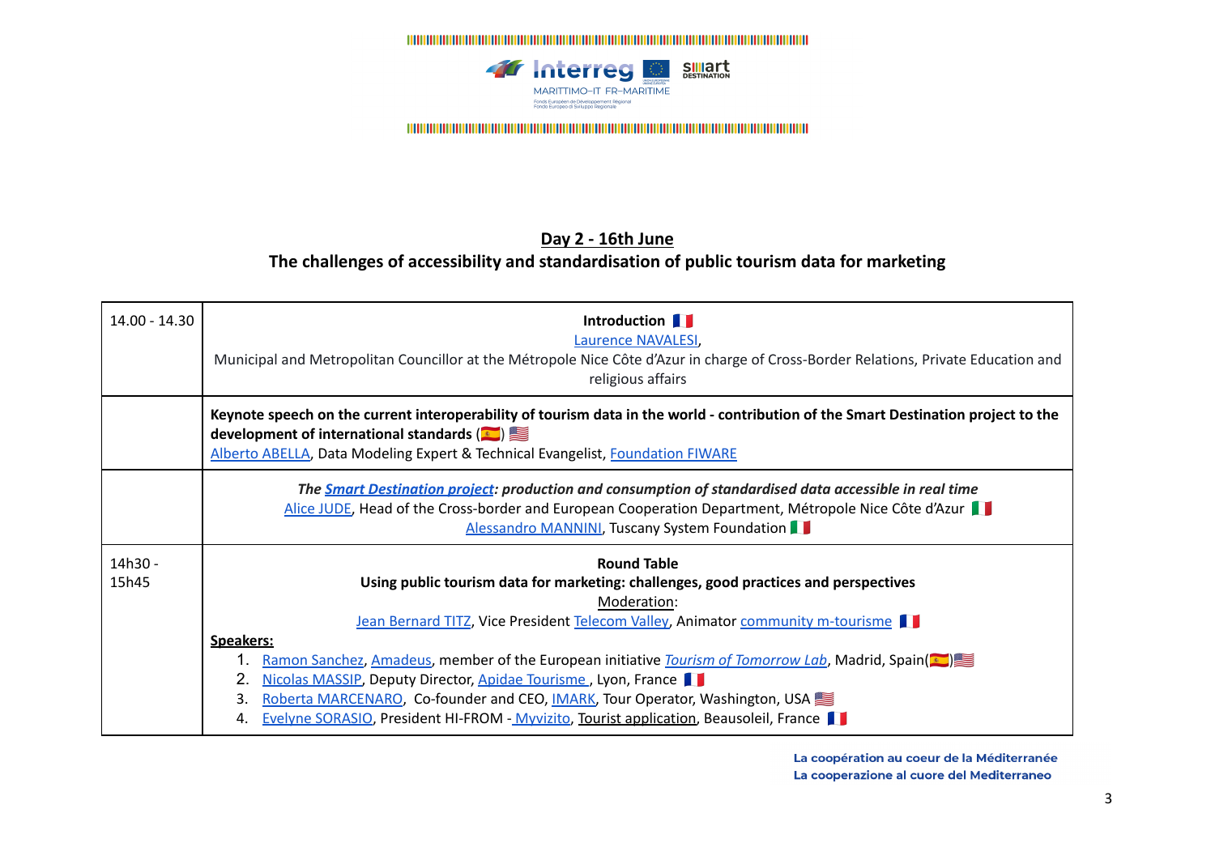## Day 2 - 16th June

## The challenges of accessibility and standardisation of public tourism data for marketing

| | |
|---|---|
| 14.00 - 14.30 | **Introduction** 🇫🇷<br>Laurence NAVALESI,<br>Municipal and Metropolitan Councillor at the Métropole Nice Côte d'Azur in charge of Cross-Border Relations, Private Education and religious affairs |
| | **Keynote speech on the current interoperability of tourism data in the world - contribution of the Smart Destination project to the development of international standards (🇪🇸) 🇺🇸**<br>Alberto ABELLA, Data Modeling Expert & Technical Evangelist, Foundation FIWARE |
| | ***The Smart Destination project: production and consumption of standardised data accessible in real time***<br>Alice JUDE, Head of the Cross-border and European Cooperation Department, Métropole Nice Côte d'Azur 🇮🇹<br>Alessandro MANNINI, Tuscany System Foundation 🇮🇹 |
| 14h30 - 15h45 | **Round Table**<br>**Using public tourism data for marketing: challenges, good practices and perspectives**<br>Moderation:<br>Jean Bernard TITZ, Vice President Telecom Valley, Animator community m-tourisme 🇫🇷<br>**Speakers:**<br>1. Ramon Sanchez, Amadeus, member of the European initiative *Tourism of Tomorrow Lab*, Madrid, Spain(🇪🇸)🇺🇸<br>2. Nicolas MASSIP, Deputy Director, Apidae Tourisme , Lyon, France 🇫🇷<br>3. Roberta MARCENARO, Co-founder and CEO, IMARK, Tour Operator, Washington, USA 🇺🇸<br>4. Evelyne SORASIO, President HI-FROM - Myvizito, Tourist application, Beausoleil, France 🇫🇷 |

La coopération au coeur de la Méditerranée
La cooperazione al cuore del Mediterraneo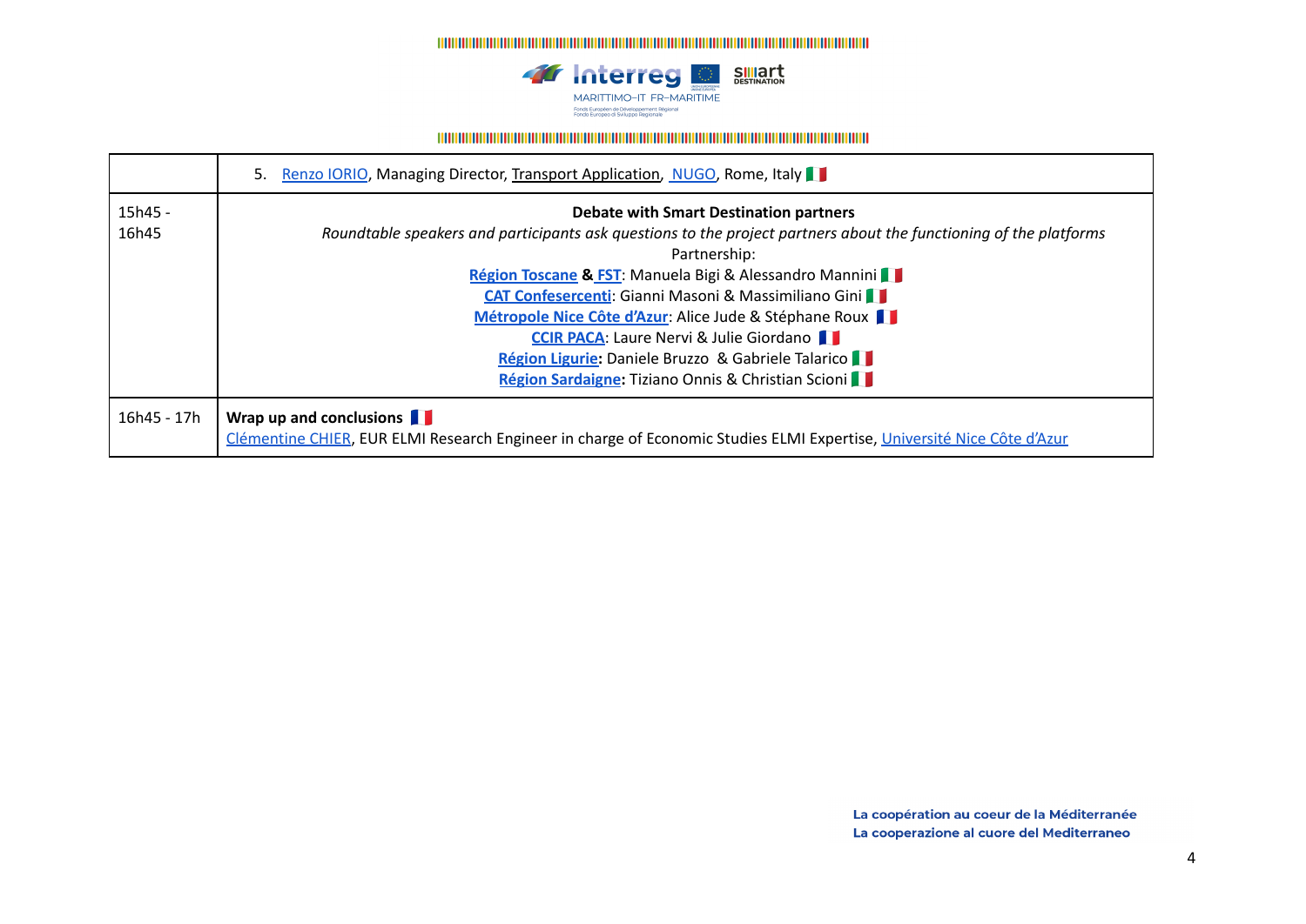| | |
|---|---|
| | 5. Renzo IORIO, Managing Director, Transport Application, NUGO, Rome, Italy 🇮🇹 |
| 15h45 - 16h45 | **Debate with Smart Destination partners**<br>*Roundtable speakers and participants ask questions to the project partners about the functioning of the platforms*<br>Partnership:<br>**Région Toscane & FST**: Manuela Bigi & Alessandro Mannini 🇮🇹<br>**CAT Confesercenti**: Gianni Masoni & Massimiliano Gini 🇮🇹<br>**Métropole Nice Côte d'Azur**: Alice Jude & Stéphane Roux 🇫🇷<br>**CCIR PACA**: Laure Nervi & Julie Giordano 🇫🇷<br>**Région Ligurie:** Daniele Bruzzo & Gabriele Talarico 🇮🇹<br>**Région Sardaigne:** Tiziano Onnis & Christian Scioni 🇮🇹 |
| 16h45 - 17h | **Wrap up and conclusions** 🇫🇷<br>Clémentine CHIER, EUR ELMI Research Engineer in charge of Economic Studies ELMI Expertise, Université Nice Côte d'Azur |

La coopération au coeur de la Méditerranée
La cooperazione al cuore del Mediterraneo